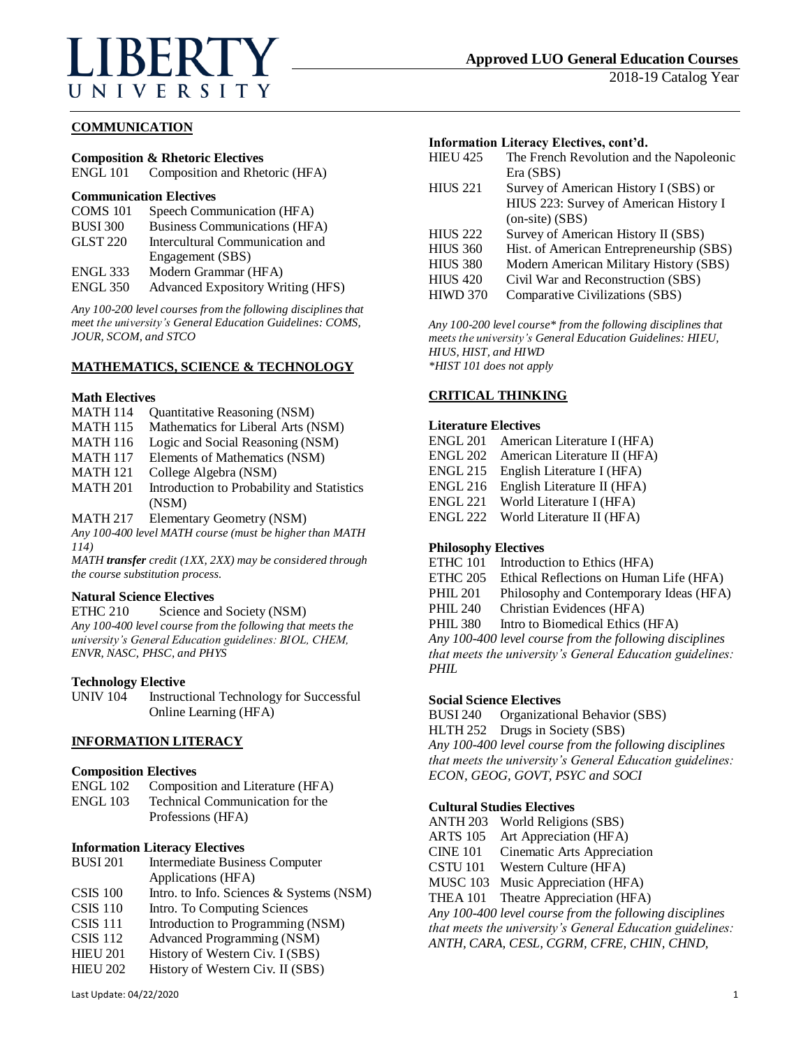# LIBERTY UNIVERSITY

## Approved LUO General Education Courses

2018-19 Catalog Year

## COMMUNICATION

### Composition & Rhetoric Electives

ENGL 101 Composition and Rhetoric (HFA)

### Communication Electives

COMS 101 Speech Communication (HFA)
BUSI 300 Business Communications (HFA)
GLST 220 Intercultural Communication and Engagement (SBS)
ENGL 333 Modern Grammar (HFA)
ENGL 350 Advanced Expository Writing (HFS)

*Any 100-200 level courses from the following disciplines that meet the university's General Education Guidelines: COMS, JOUR, SCOM, and STCO*

## MATHEMATICS, SCIENCE & TECHNOLOGY

### Math Electives

MATH 114 Quantitative Reasoning (NSM)
MATH 115 Mathematics for Liberal Arts (NSM)
MATH 116 Logic and Social Reasoning (NSM)
MATH 117 Elements of Mathematics (NSM)
MATH 121 College Algebra (NSM)
MATH 201 Introduction to Probability and Statistics (NSM)
MATH 217 Elementary Geometry (NSM)

*Any 100-400 level MATH course (must be higher than MATH 114)*

*MATH **transfer** credit (1XX, 2XX) may be considered through the course substitution process.*

### Natural Science Electives

ETHC 210 Science and Society (NSM)

*Any 100-400 level course from the following that meets the university's General Education guidelines: BIOL, CHEM, ENVR, NASC, PHSC, and PHYS*

### Technology Elective

UNIV 104 Instructional Technology for Successful Online Learning (HFA)

## INFORMATION LITERACY

### Composition Electives

ENGL 102 Composition and Literature (HFA)
ENGL 103 Technical Communication for the Professions (HFA)

### Information Literacy Electives

BUSI 201 Intermediate Business Computer Applications (HFA)
CSIS 100 Intro. to Info. Sciences & Systems (NSM)
CSIS 110 Intro. To Computing Sciences
CSIS 111 Introduction to Programming (NSM)
CSIS 112 Advanced Programming (NSM)
HIEU 201 History of Western Civ. I (SBS)
HIEU 202 History of Western Civ. II (SBS)

### Information Literacy Electives, cont'd.

HIEU 425 The French Revolution and the Napoleonic Era (SBS)
HIUS 221 Survey of American History I (SBS) or HIUS 223: Survey of American History I (on-site) (SBS)
HIUS 222 Survey of American History II (SBS)
HIUS 360 Hist. of American Entrepreneurship (SBS)
HIUS 380 Modern American Military History (SBS)
HIUS 420 Civil War and Reconstruction (SBS)
HIWD 370 Comparative Civilizations (SBS)

*Any 100-200 level course* from the following disciplines that meets the university's General Education Guidelines: HIEU, HIUS, HIST, and HIWD*
**HIST 101 does not apply*

## CRITICAL THINKING

### Literature Electives

ENGL 201 American Literature I (HFA)
ENGL 202 American Literature II (HFA)
ENGL 215 English Literature I (HFA)
ENGL 216 English Literature II (HFA)
ENGL 221 World Literature I (HFA)
ENGL 222 World Literature II (HFA)

### Philosophy Electives

ETHC 101 Introduction to Ethics (HFA)
ETHC 205 Ethical Reflections on Human Life (HFA)
PHIL 201 Philosophy and Contemporary Ideas (HFA)
PHIL 240 Christian Evidences (HFA)
PHIL 380 Intro to Biomedical Ethics (HFA)

*Any 100-400 level course from the following disciplines that meets the university's General Education guidelines: PHIL*

### Social Science Electives

BUSI 240 Organizational Behavior (SBS)
HLTH 252 Drugs in Society (SBS)

*Any 100-400 level course from the following disciplines that meets the university's General Education guidelines: ECON, GEOG, GOVT, PSYC and SOCI*

### Cultural Studies Electives

ANTH 203 World Religions (SBS)
ARTS 105 Art Appreciation (HFA)
CINE 101 Cinematic Arts Appreciation
CSTU 101 Western Culture (HFA)
MUSC 103 Music Appreciation (HFA)
THEA 101 Theatre Appreciation (HFA)

*Any 100-400 level course from the following disciplines that meets the university's General Education guidelines: ANTH, CARA, CESL, CGRM, CFRE, CHIN, CHND,*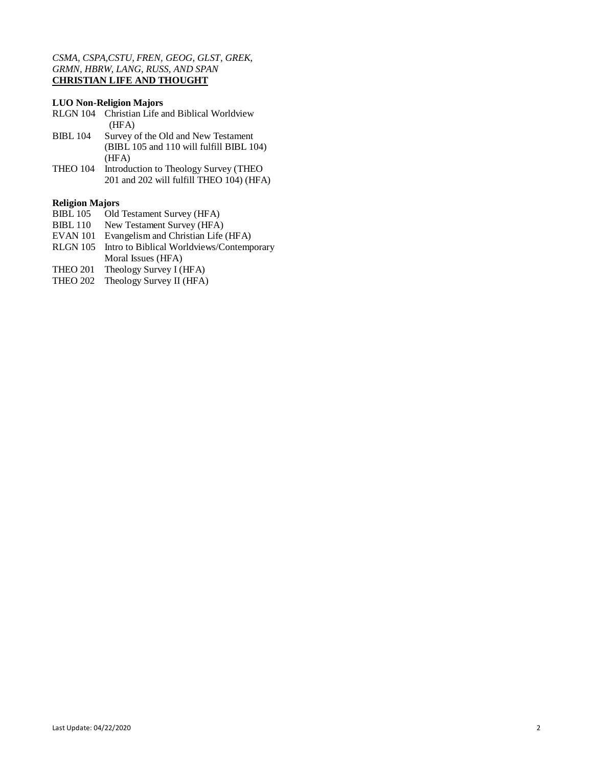*CSMA, CSPA,CSTU, FREN, GEOG, GLST, GREK, GRMN, HBRW, LANG, RUSS, AND SPAN*

**CHRISTIAN LIFE AND THOUGHT**

**LUO Non-Religion Majors**

| | |
|---|---|
| RLGN 104 | Christian Life and Biblical Worldview (HFA) |
| BIBL 104 | Survey of the Old and New Testament (BIBL 105 and 110 will fulfill BIBL 104) (HFA) |
| THEO 104 | Introduction to Theology Survey (THEO 201 and 202 will fulfill THEO 104) (HFA) |

**Religion Majors**

| | |
|---|---|
| BIBL 105 | Old Testament Survey (HFA) |
| BIBL 110 | New Testament Survey (HFA) |
| EVAN 101 | Evangelism and Christian Life (HFA) |
| RLGN 105 | Intro to Biblical Worldviews/Contemporary Moral Issues (HFA) |
| THEO 201 | Theology Survey I (HFA) |
| THEO 202 | Theology Survey II (HFA) |

Last Update: 04/22/2020